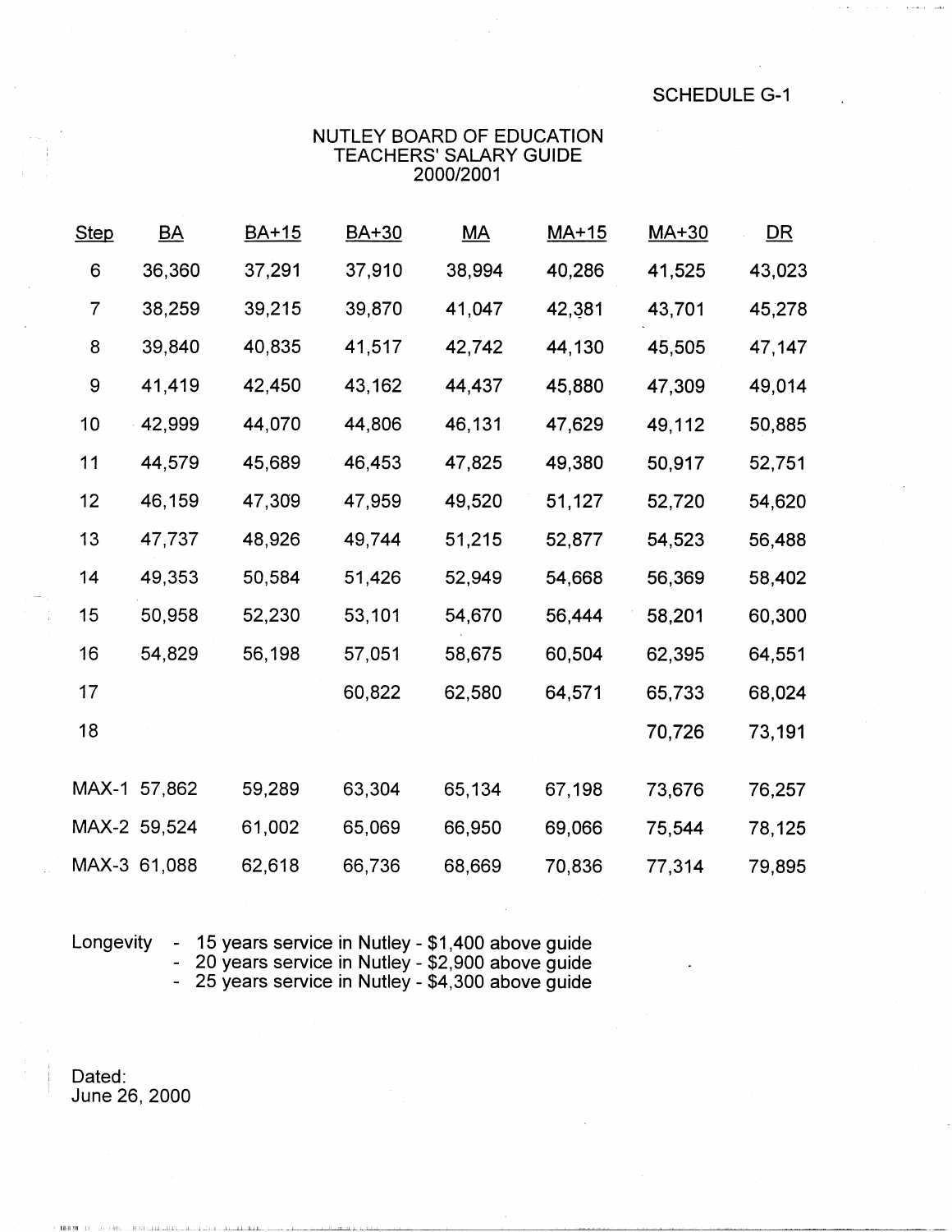SCHEDULE G-1

# NUTLEY BOARD OF EDUCATION
## TEACHERS' SALARY GUIDE
## 2000/2001

| Step | BA | BA+15 | BA+30 | MA | MA+15 | MA+30 | DR |
|---|---|---|---|---|---|---|---|
| 6 | 36,360 | 37,291 | 37,910 | 38,994 | 40,286 | 41,525 | 43,023 |
| 7 | 38,259 | 39,215 | 39,870 | 41,047 | 42,381 | 43,701 | 45,278 |
| 8 | 39,840 | 40,835 | 41,517 | 42,742 | 44,130 | 45,505 | 47,147 |
| 9 | 41,419 | 42,450 | 43,162 | 44,437 | 45,880 | 47,309 | 49,014 |
| 10 | 42,999 | 44,070 | 44,806 | 46,131 | 47,629 | 49,112 | 50,885 |
| 11 | 44,579 | 45,689 | 46,453 | 47,825 | 49,380 | 50,917 | 52,751 |
| 12 | 46,159 | 47,309 | 47,959 | 49,520 | 51,127 | 52,720 | 54,620 |
| 13 | 47,737 | 48,926 | 49,744 | 51,215 | 52,877 | 54,523 | 56,488 |
| 14 | 49,353 | 50,584 | 51,426 | 52,949 | 54,668 | 56,369 | 58,402 |
| 15 | 50,958 | 52,230 | 53,101 | 54,670 | 56,444 | 58,201 | 60,300 |
| 16 | 54,829 | 56,198 | 57,051 | 58,675 | 60,504 | 62,395 | 64,551 |
| 17 | | | 60,822 | 62,580 | 64,571 | 65,733 | 68,024 |
| 18 | | | | | | 70,726 | 73,191 |
| MAX-1 | 57,862 | 59,289 | 63,304 | 65,134 | 67,198 | 73,676 | 76,257 |
| MAX-2 | 59,524 | 61,002 | 65,069 | 66,950 | 69,066 | 75,544 | 78,125 |
| MAX-3 | 61,088 | 62,618 | 66,736 | 68,669 | 70,836 | 77,314 | 79,895 |

Longevity
- 15 years service in Nutley - $1,400 above guide
- 20 years service in Nutley - $2,900 above guide
- 25 years service in Nutley - $4,300 above guide

Dated:
June 26, 2000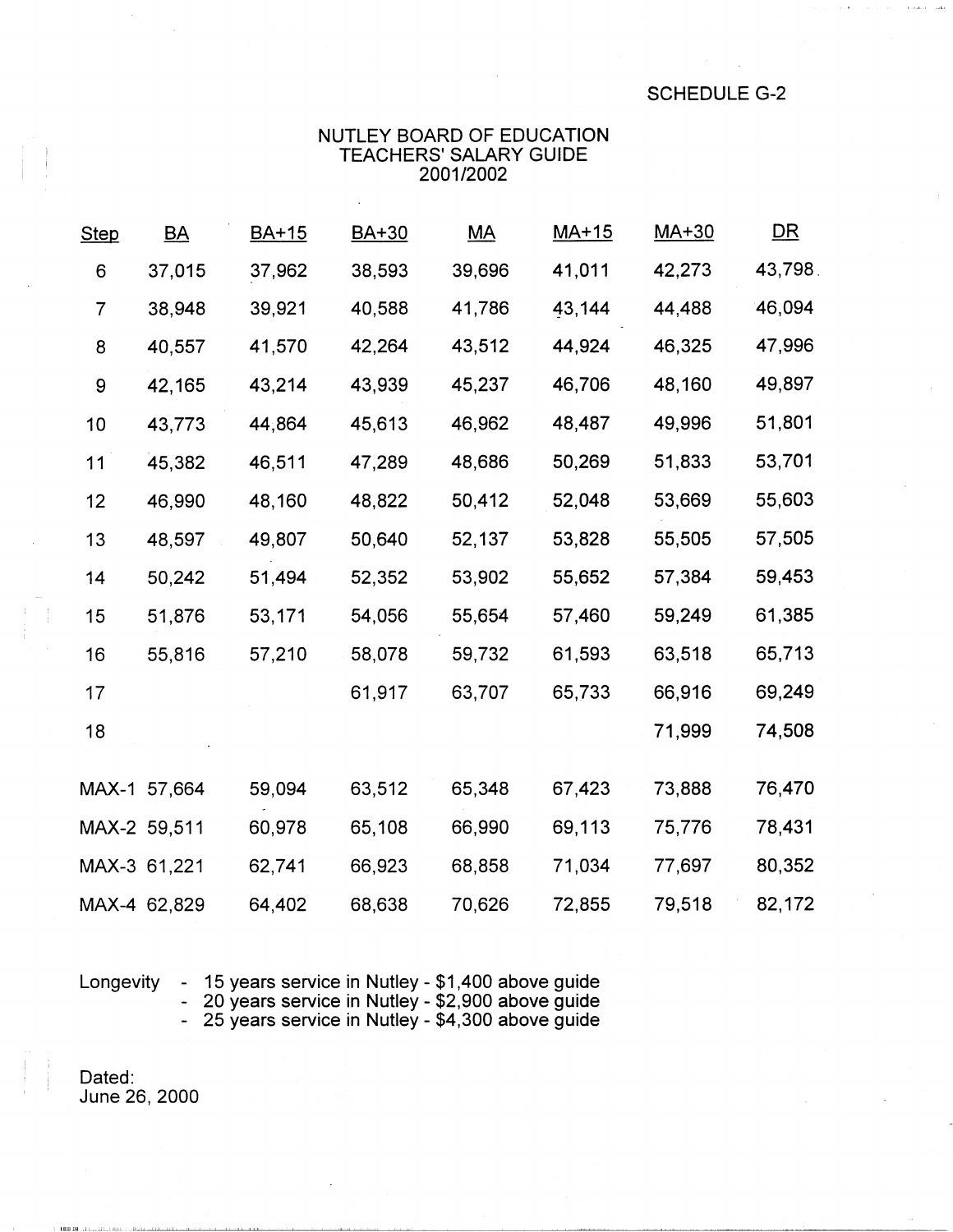SCHEDULE G-2

# NUTLEY BOARD OF EDUCATION
## TEACHERS' SALARY GUIDE
## 2001/2002

| Step | BA | BA+15 | BA+30 | MA | MA+15 | MA+30 | DR |
|---|---|---|---|---|---|---|---|
| 6 | 37,015 | 37,962 | 38,593 | 39,696 | 41,011 | 42,273 | 43,798 |
| 7 | 38,948 | 39,921 | 40,588 | 41,786 | 43,144 | 44,488 | 46,094 |
| 8 | 40,557 | 41,570 | 42,264 | 43,512 | 44,924 | 46,325 | 47,996 |
| 9 | 42,165 | 43,214 | 43,939 | 45,237 | 46,706 | 48,160 | 49,897 |
| 10 | 43,773 | 44,864 | 45,613 | 46,962 | 48,487 | 49,996 | 51,801 |
| 11 | 45,382 | 46,511 | 47,289 | 48,686 | 50,269 | 51,833 | 53,701 |
| 12 | 46,990 | 48,160 | 48,822 | 50,412 | 52,048 | 53,669 | 55,603 |
| 13 | 48,597 | 49,807 | 50,640 | 52,137 | 53,828 | 55,505 | 57,505 |
| 14 | 50,242 | 51,494 | 52,352 | 53,902 | 55,652 | 57,384 | 59,453 |
| 15 | 51,876 | 53,171 | 54,056 | 55,654 | 57,460 | 59,249 | 61,385 |
| 16 | 55,816 | 57,210 | 58,078 | 59,732 | 61,593 | 63,518 | 65,713 |
| 17 | | | 61,917 | 63,707 | 65,733 | 66,916 | 69,249 |
| 18 | | | | | | 71,999 | 74,508 |
| MAX-1 | 57,664 | 59,094 | 63,512 | 65,348 | 67,423 | 73,888 | 76,470 |
| MAX-2 | 59,511 | 60,978 | 65,108 | 66,990 | 69,113 | 75,776 | 78,431 |
| MAX-3 | 61,221 | 62,741 | 66,923 | 68,858 | 71,034 | 77,697 | 80,352 |
| MAX-4 | 62,829 | 64,402 | 68,638 | 70,626 | 72,855 | 79,518 | 82,172 |

Longevity
- 15 years service in Nutley - $1,400 above guide
- 20 years service in Nutley - $2,900 above guide
- 25 years service in Nutley - $4,300 above guide

Dated:
June 26, 2000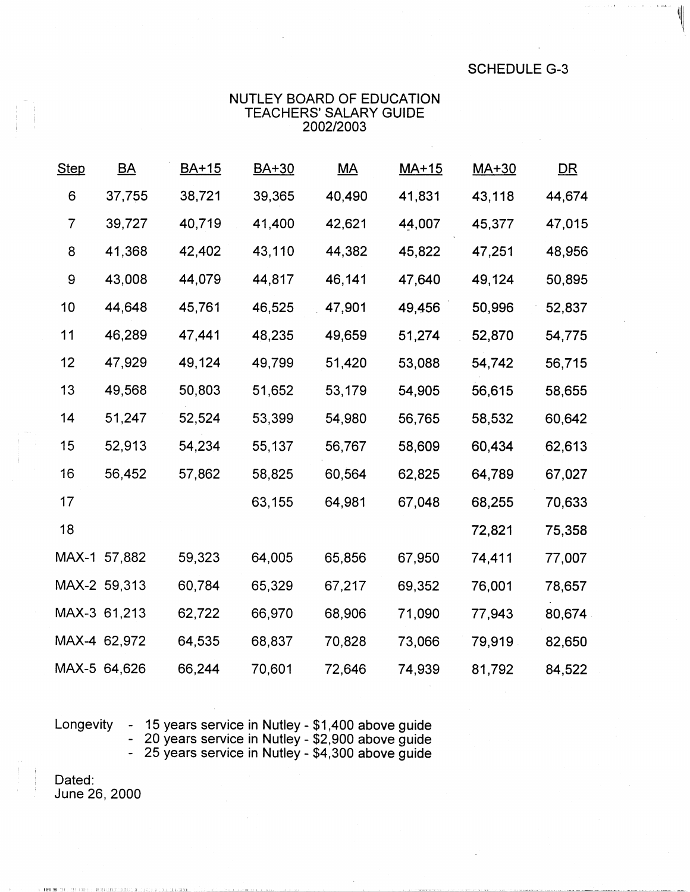SCHEDULE G-3

# NUTLEY BOARD OF EDUCATION
## TEACHERS' SALARY GUIDE
## 2002/2003

| Step | BA | BA+15 | BA+30 | MA | MA+15 | MA+30 | DR |
|---|---|---|---|---|---|---|---|
| 6 | 37,755 | 38,721 | 39,365 | 40,490 | 41,831 | 43,118 | 44,674 |
| 7 | 39,727 | 40,719 | 41,400 | 42,621 | 44,007 | 45,377 | 47,015 |
| 8 | 41,368 | 42,402 | 43,110 | 44,382 | 45,822 | 47,251 | 48,956 |
| 9 | 43,008 | 44,079 | 44,817 | 46,141 | 47,640 | 49,124 | 50,895 |
| 10 | 44,648 | 45,761 | 46,525 | 47,901 | 49,456 | 50,996 | 52,837 |
| 11 | 46,289 | 47,441 | 48,235 | 49,659 | 51,274 | 52,870 | 54,775 |
| 12 | 47,929 | 49,124 | 49,799 | 51,420 | 53,088 | 54,742 | 56,715 |
| 13 | 49,568 | 50,803 | 51,652 | 53,179 | 54,905 | 56,615 | 58,655 |
| 14 | 51,247 | 52,524 | 53,399 | 54,980 | 56,765 | 58,532 | 60,642 |
| 15 | 52,913 | 54,234 | 55,137 | 56,767 | 58,609 | 60,434 | 62,613 |
| 16 | 56,452 | 57,862 | 58,825 | 60,564 | 62,825 | 64,789 | 67,027 |
| 17 | | | 63,155 | 64,981 | 67,048 | 68,255 | 70,633 |
| 18 | | | | | | 72,821 | 75,358 |
| MAX-1 | 57,882 | 59,323 | 64,005 | 65,856 | 67,950 | 74,411 | 77,007 |
| MAX-2 | 59,313 | 60,784 | 65,329 | 67,217 | 69,352 | 76,001 | 78,657 |
| MAX-3 | 61,213 | 62,722 | 66,970 | 68,906 | 71,090 | 77,943 | 80,674 |
| MAX-4 | 62,972 | 64,535 | 68,837 | 70,828 | 73,066 | 79,919 | 82,650 |
| MAX-5 | 64,626 | 66,244 | 70,601 | 72,646 | 74,939 | 81,792 | 84,522 |

Longevity
- 15 years service in Nutley - $1,400 above guide
- 20 years service in Nutley - $2,900 above guide
- 25 years service in Nutley - $4,300 above guide

Dated:
June 26, 2000